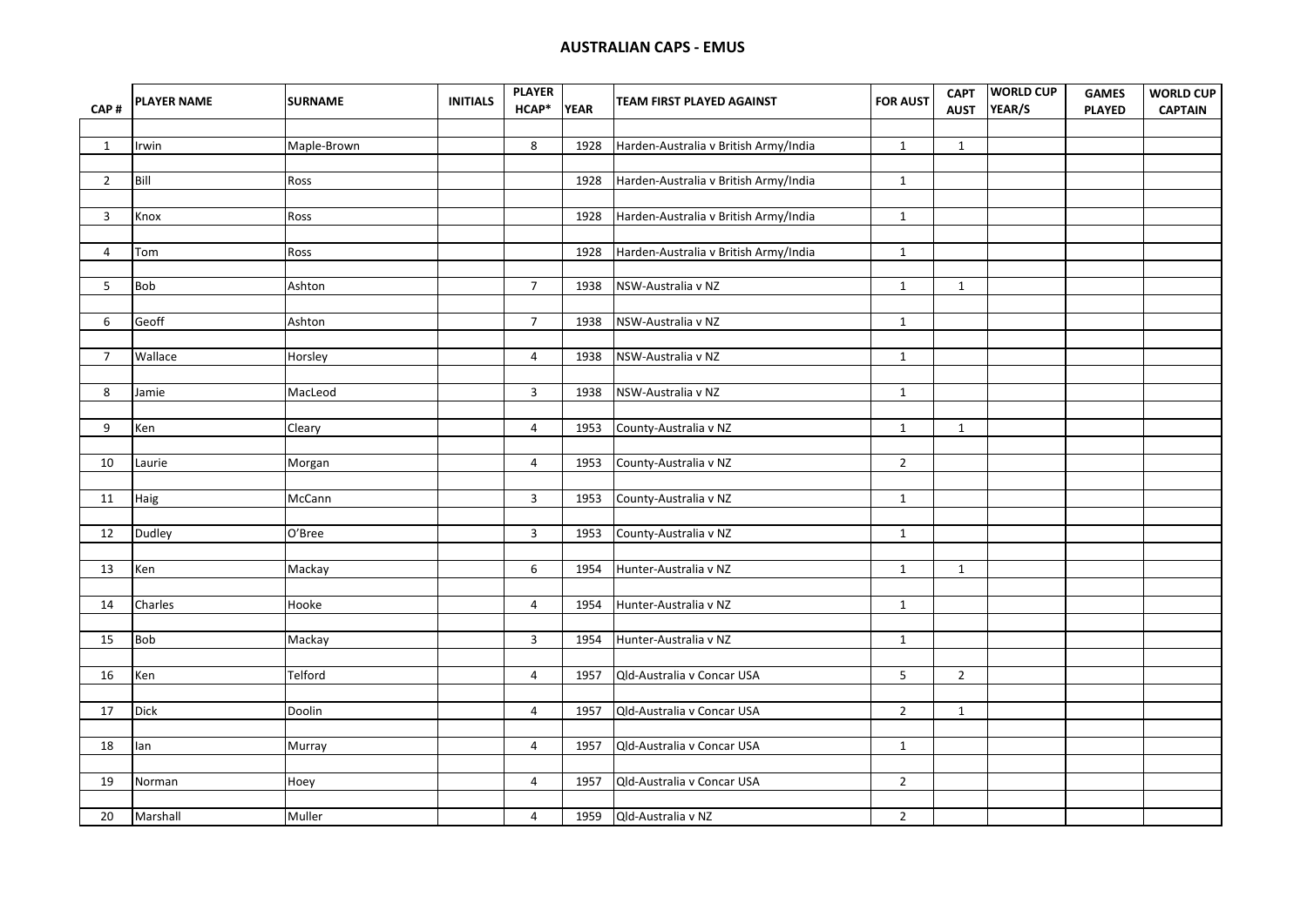## AUSTRALIAN CAPS - EMUS

| CAP # | PLAYER NAME | SURNAME | INITIALS | PLAYER HCAP* | YEAR | TEAM FIRST PLAYED AGAINST | FOR AUST | CAPT AUST | WORLD CUP YEAR/S | GAMES PLAYED | WORLD CUP CAPTAIN |
|---|---|---|---|---|---|---|---|---|---|---|---|
| 1 | Irwin | Maple-Brown | | 8 | 1928 | Harden-Australia v British Army/India | 1 | 1 | | | |
| 2 | Bill | Ross | | | 1928 | Harden-Australia v British Army/India | 1 | | | | |
| 3 | Knox | Ross | | | 1928 | Harden-Australia v British Army/India | 1 | | | | |
| 4 | Tom | Ross | | | 1928 | Harden-Australia v British Army/India | 1 | | | | |
| 5 | Bob | Ashton | | 7 | 1938 | NSW-Australia v NZ | 1 | 1 | | | |
| 6 | Geoff | Ashton | | 7 | 1938 | NSW-Australia v NZ | 1 | | | | |
| 7 | Wallace | Horsley | | 4 | 1938 | NSW-Australia v NZ | 1 | | | | |
| 8 | Jamie | MacLeod | | 3 | 1938 | NSW-Australia v NZ | 1 | | | | |
| 9 | Ken | Cleary | | 4 | 1953 | County-Australia v NZ | 1 | 1 | | | |
| 10 | Laurie | Morgan | | 4 | 1953 | County-Australia v NZ | 2 | | | | |
| 11 | Haig | McCann | | 3 | 1953 | County-Australia v NZ | 1 | | | | |
| 12 | Dudley | O'Bree | | 3 | 1953 | County-Australia v NZ | 1 | | | | |
| 13 | Ken | Mackay | | 6 | 1954 | Hunter-Australia v NZ | 1 | 1 | | | |
| 14 | Charles | Hooke | | 4 | 1954 | Hunter-Australia v NZ | 1 | | | | |
| 15 | Bob | Mackay | | 3 | 1954 | Hunter-Australia v NZ | 1 | | | | |
| 16 | Ken | Telford | | 4 | 1957 | Qld-Australia v Concar USA | 5 | 2 | | | |
| 17 | Dick | Doolin | | 4 | 1957 | Qld-Australia v Concar USA | 2 | 1 | | | |
| 18 | Ian | Murray | | 4 | 1957 | Qld-Australia v Concar USA | 1 | | | | |
| 19 | Norman | Hoey | | 4 | 1957 | Qld-Australia v Concar USA | 2 | | | | |
| 20 | Marshall | Muller | | 4 | 1959 | Qld-Australia v NZ | 2 | | | | |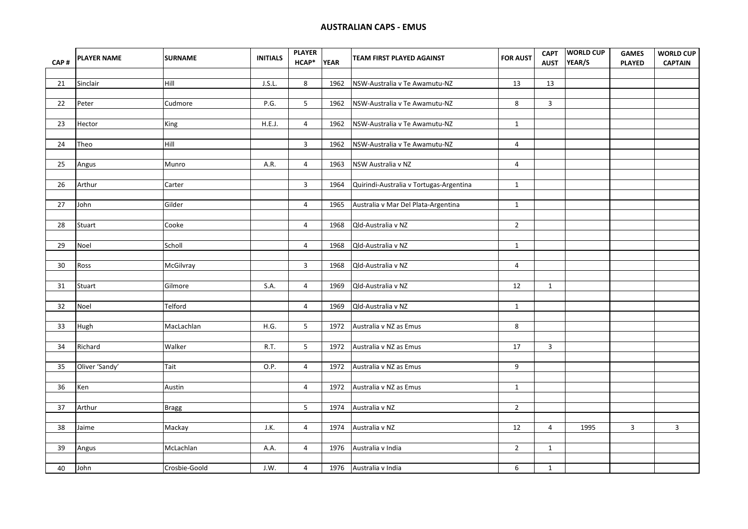## AUSTRALIAN CAPS - EMUS

| CAP # | PLAYER NAME | SURNAME | INITIALS | PLAYER HCAP* | YEAR | TEAM FIRST PLAYED AGAINST | FOR AUST | CAPT AUST | WORLD CUP YEAR/S | GAMES PLAYED | WORLD CUP CAPTAIN |
|---|---|---|---|---|---|---|---|---|---|---|---|
| 21 | Sinclair | Hill | J.S.L. | 8 | 1962 | NSW-Australia v Te Awamutu-NZ | 13 | 13 | | | |
| 22 | Peter | Cudmore | P.G. | 5 | 1962 | NSW-Australia v Te Awamutu-NZ | 8 | 3 | | | |
| 23 | Hector | King | H.E.J. | 4 | 1962 | NSW-Australia v Te Awamutu-NZ | 1 | | | | |
| 24 | Theo | Hill | | 3 | 1962 | NSW-Australia v Te Awamutu-NZ | 4 | | | | |
| 25 | Angus | Munro | A.R. | 4 | 1963 | NSW Australia v NZ | 4 | | | | |
| 26 | Arthur | Carter | | 3 | 1964 | Quirindi-Australia v Tortugas-Argentina | 1 | | | | |
| 27 | John | Gilder | | 4 | 1965 | Australia v Mar Del Plata-Argentina | 1 | | | | |
| 28 | Stuart | Cooke | | 4 | 1968 | Qld-Australia v NZ | 2 | | | | |
| 29 | Noel | Scholl | | 4 | 1968 | Qld-Australia v NZ | 1 | | | | |
| 30 | Ross | McGilvray | | 3 | 1968 | Qld-Australia v NZ | 4 | | | | |
| 31 | Stuart | Gilmore | S.A. | 4 | 1969 | Qld-Australia v NZ | 12 | 1 | | | |
| 32 | Noel | Telford | | 4 | 1969 | Qld-Australia v NZ | 1 | | | | |
| 33 | Hugh | MacLachlan | H.G. | 5 | 1972 | Australia v NZ as Emus | 8 | | | | |
| 34 | Richard | Walker | R.T. | 5 | 1972 | Australia v NZ as Emus | 17 | 3 | | | |
| 35 | Oliver 'Sandy' | Tait | O.P. | 4 | 1972 | Australia v NZ as Emus | 9 | | | | |
| 36 | Ken | Austin | | 4 | 1972 | Australia v NZ as Emus | 1 | | | | |
| 37 | Arthur | Bragg | | 5 | 1974 | Australia v NZ | 2 | | | | |
| 38 | Jaime | Mackay | J.K. | 4 | 1974 | Australia v NZ | 12 | 4 | 1995 | 3 | 3 |
| 39 | Angus | McLachlan | A.A. | 4 | 1976 | Australia v India | 2 | 1 | | | |
| 40 | John | Crosbie-Goold | J.W. | 4 | 1976 | Australia v India | 6 | 1 | | | |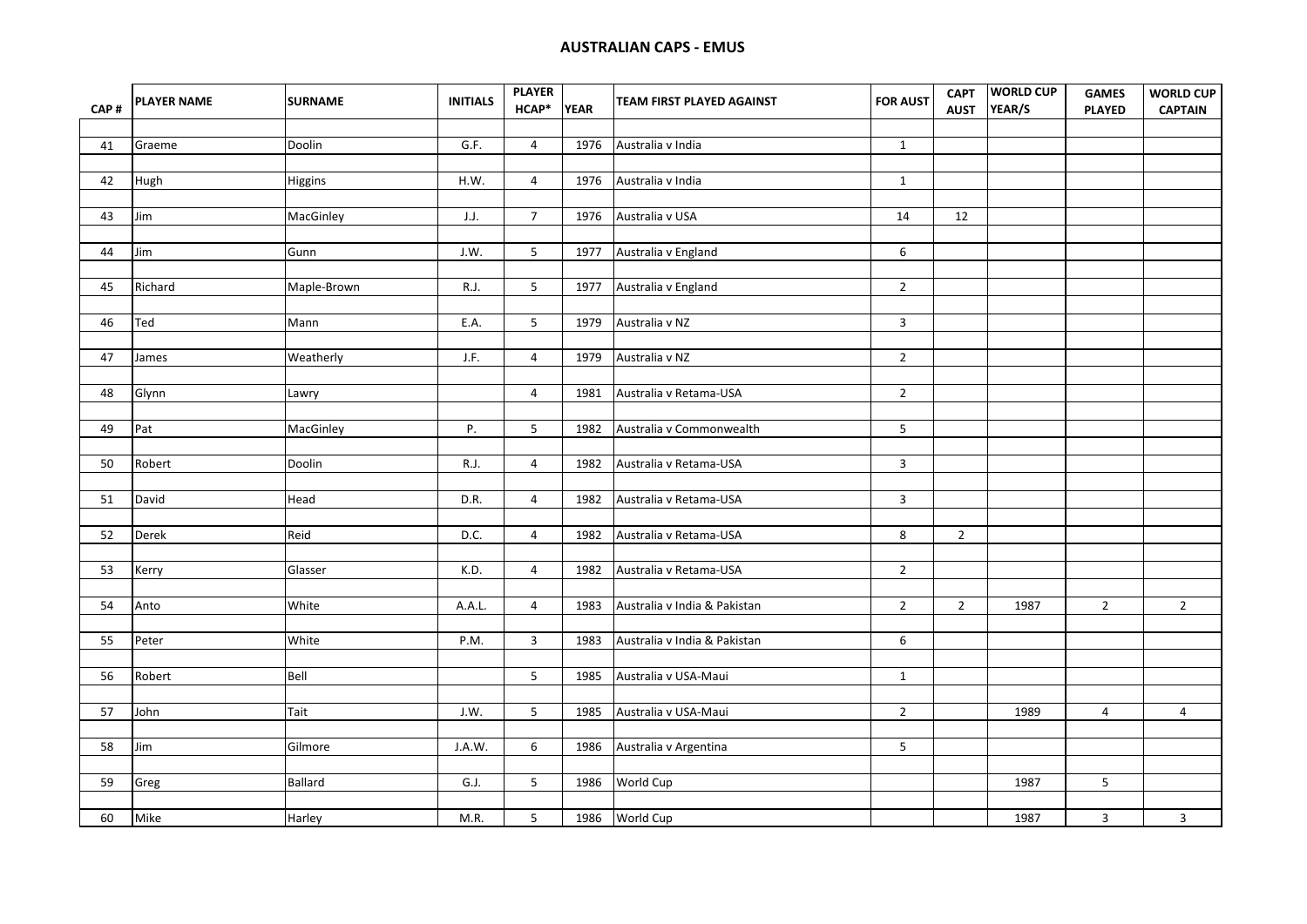## AUSTRALIAN CAPS - EMUS

| CAP # | PLAYER NAME | SURNAME | INITIALS | PLAYER HCAP* | YEAR | TEAM FIRST PLAYED AGAINST | FOR AUST | CAPT AUST | WORLD CUP YEAR/S | GAMES PLAYED | WORLD CUP CAPTAIN |
|---|---|---|---|---|---|---|---|---|---|---|---|
| 41 | Graeme | Doolin | G.F. | 4 | 1976 | Australia v India | 1 | | | | |
| 42 | Hugh | Higgins | H.W. | 4 | 1976 | Australia v India | 1 | | | | |
| 43 | Jim | MacGinley | J.J. | 7 | 1976 | Australia v USA | 14 | 12 | | | |
| 44 | Jim | Gunn | J.W. | 5 | 1977 | Australia v England | 6 | | | | |
| 45 | Richard | Maple-Brown | R.J. | 5 | 1977 | Australia v England | 2 | | | | |
| 46 | Ted | Mann | E.A. | 5 | 1979 | Australia v NZ | 3 | | | | |
| 47 | James | Weatherly | J.F. | 4 | 1979 | Australia v NZ | 2 | | | | |
| 48 | Glynn | Lawry | | 4 | 1981 | Australia v Retama-USA | 2 | | | | |
| 49 | Pat | MacGinley | P. | 5 | 1982 | Australia v Commonwealth | 5 | | | | |
| 50 | Robert | Doolin | R.J. | 4 | 1982 | Australia v Retama-USA | 3 | | | | |
| 51 | David | Head | D.R. | 4 | 1982 | Australia v Retama-USA | 3 | | | | |
| 52 | Derek | Reid | D.C. | 4 | 1982 | Australia v Retama-USA | 8 | 2 | | | |
| 53 | Kerry | Glasser | K.D. | 4 | 1982 | Australia v Retama-USA | 2 | | | | |
| 54 | Anto | White | A.A.L. | 4 | 1983 | Australia v India & Pakistan | 2 | 2 | 1987 | 2 | 2 |
| 55 | Peter | White | P.M. | 3 | 1983 | Australia v India & Pakistan | 6 | | | | |
| 56 | Robert | Bell | | 5 | 1985 | Australia v USA-Maui | 1 | | | | |
| 57 | John | Tait | J.W. | 5 | 1985 | Australia v USA-Maui | 2 | | 1989 | 4 | 4 |
| 58 | Jim | Gilmore | J.A.W. | 6 | 1986 | Australia v Argentina | 5 | | | | |
| 59 | Greg | Ballard | G.J. | 5 | 1986 | World Cup | | | 1987 | 5 | |
| 60 | Mike | Harley | M.R. | 5 | 1986 | World Cup | | | 1987 | 3 | 3 |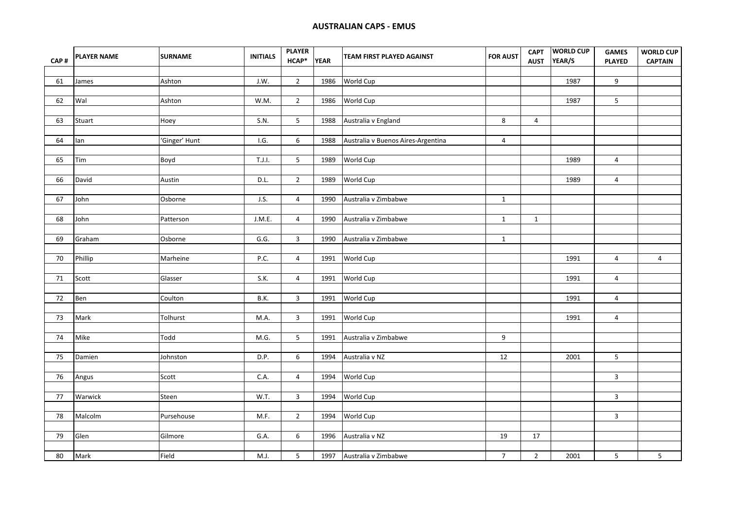# AUSTRALIAN CAPS - EMUS

| CAP # | PLAYER NAME | SURNAME | INITIALS | PLAYER HCAP* | YEAR | TEAM FIRST PLAYED AGAINST | FOR AUST | CAPT AUST | WORLD CUP YEAR/S | GAMES PLAYED | WORLD CUP CAPTAIN |
|---|---|---|---|---|---|---|---|---|---|---|---|
| 61 | James | Ashton | J.W. | 2 | 1986 | World Cup | | | 1987 | 9 | |
| 62 | Wal | Ashton | W.M. | 2 | 1986 | World Cup | | | 1987 | 5 | |
| 63 | Stuart | Hoey | S.N. | 5 | 1988 | Australia v England | 8 | 4 | | | |
| 64 | Ian | 'Ginger' Hunt | I.G. | 6 | 1988 | Australia v Buenos Aires-Argentina | 4 | | | | |
| 65 | Tim | Boyd | T.J.I. | 5 | 1989 | World Cup | | | 1989 | 4 | |
| 66 | David | Austin | D.L. | 2 | 1989 | World Cup | | | 1989 | 4 | |
| 67 | John | Osborne | J.S. | 4 | 1990 | Australia v Zimbabwe | 1 | | | | |
| 68 | John | Patterson | J.M.E. | 4 | 1990 | Australia v Zimbabwe | 1 | 1 | | | |
| 69 | Graham | Osborne | G.G. | 3 | 1990 | Australia v Zimbabwe | 1 | | | | |
| 70 | Phillip | Marheine | P.C. | 4 | 1991 | World Cup | | | 1991 | 4 | 4 |
| 71 | Scott | Glasser | S.K. | 4 | 1991 | World Cup | | | 1991 | 4 | |
| 72 | Ben | Coulton | B.K. | 3 | 1991 | World Cup | | | 1991 | 4 | |
| 73 | Mark | Tolhurst | M.A. | 3 | 1991 | World Cup | | | 1991 | 4 | |
| 74 | Mike | Todd | M.G. | 5 | 1991 | Australia v Zimbabwe | 9 | | | | |
| 75 | Damien | Johnston | D.P. | 6 | 1994 | Australia v NZ | 12 | | 2001 | 5 | |
| 76 | Angus | Scott | C.A. | 4 | 1994 | World Cup | | | | 3 | |
| 77 | Warwick | Steen | W.T. | 3 | 1994 | World Cup | | | | 3 | |
| 78 | Malcolm | Pursehouse | M.F. | 2 | 1994 | World Cup | | | | 3 | |
| 79 | Glen | Gilmore | G.A. | 6 | 1996 | Australia v NZ | 19 | 17 | | | |
| 80 | Mark | Field | M.J. | 5 | 1997 | Australia v Zimbabwe | 7 | 2 | 2001 | 5 | 5 |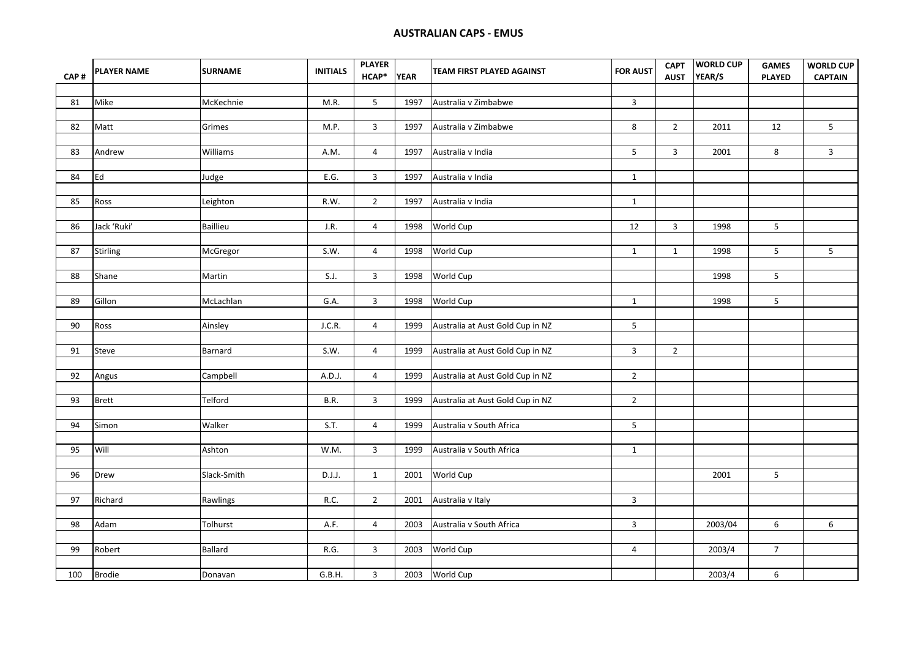## AUSTRALIAN CAPS - EMUS

| CAP # | PLAYER NAME | SURNAME | INITIALS | PLAYER HCAP* | YEAR | TEAM FIRST PLAYED AGAINST | FOR AUST | CAPT AUST | WORLD CUP YEAR/S | GAMES PLAYED | WORLD CUP CAPTAIN |
|---|---|---|---|---|---|---|---|---|---|---|---|
| 81 | Mike | McKechnie | M.R. | 5 | 1997 | Australia v Zimbabwe | 3 | | | | |
| 82 | Matt | Grimes | M.P. | 3 | 1997 | Australia v Zimbabwe | 8 | 2 | 2011 | 12 | 5 |
| 83 | Andrew | Williams | A.M. | 4 | 1997 | Australia v India | 5 | 3 | 2001 | 8 | 3 |
| 84 | Ed | Judge | E.G. | 3 | 1997 | Australia v India | 1 | | | | |
| 85 | Ross | Leighton | R.W. | 2 | 1997 | Australia v India | 1 | | | | |
| 86 | Jack 'Ruki' | Baillieu | J.R. | 4 | 1998 | World Cup | 12 | 3 | 1998 | 5 | |
| 87 | Stirling | McGregor | S.W. | 4 | 1998 | World Cup | 1 | 1 | 1998 | 5 | 5 |
| 88 | Shane | Martin | S.J. | 3 | 1998 | World Cup | | | 1998 | 5 | |
| 89 | Gillon | McLachlan | G.A. | 3 | 1998 | World Cup | 1 | | 1998 | 5 | |
| 90 | Ross | Ainsley | J.C.R. | 4 | 1999 | Australia at Aust Gold Cup in NZ | 5 | | | | |
| 91 | Steve | Barnard | S.W. | 4 | 1999 | Australia at Aust Gold Cup in NZ | 3 | 2 | | | |
| 92 | Angus | Campbell | A.D.J. | 4 | 1999 | Australia at Aust Gold Cup in NZ | 2 | | | | |
| 93 | Brett | Telford | B.R. | 3 | 1999 | Australia at Aust Gold Cup in NZ | 2 | | | | |
| 94 | Simon | Walker | S.T. | 4 | 1999 | Australia v South Africa | 5 | | | | |
| 95 | Will | Ashton | W.M. | 3 | 1999 | Australia v South Africa | 1 | | | | |
| 96 | Drew | Slack-Smith | D.J.J. | 1 | 2001 | World Cup | | | 2001 | 5 | |
| 97 | Richard | Rawlings | R.C. | 2 | 2001 | Australia v Italy | 3 | | | | |
| 98 | Adam | Tolhurst | A.F. | 4 | 2003 | Australia v South Africa | 3 | | 2003/04 | 6 | 6 |
| 99 | Robert | Ballard | R.G. | 3 | 2003 | World Cup | 4 | | 2003/4 | 7 | |
| 100 | Brodie | Donavan | G.B.H. | 3 | 2003 | World Cup | | | 2003/4 | 6 | |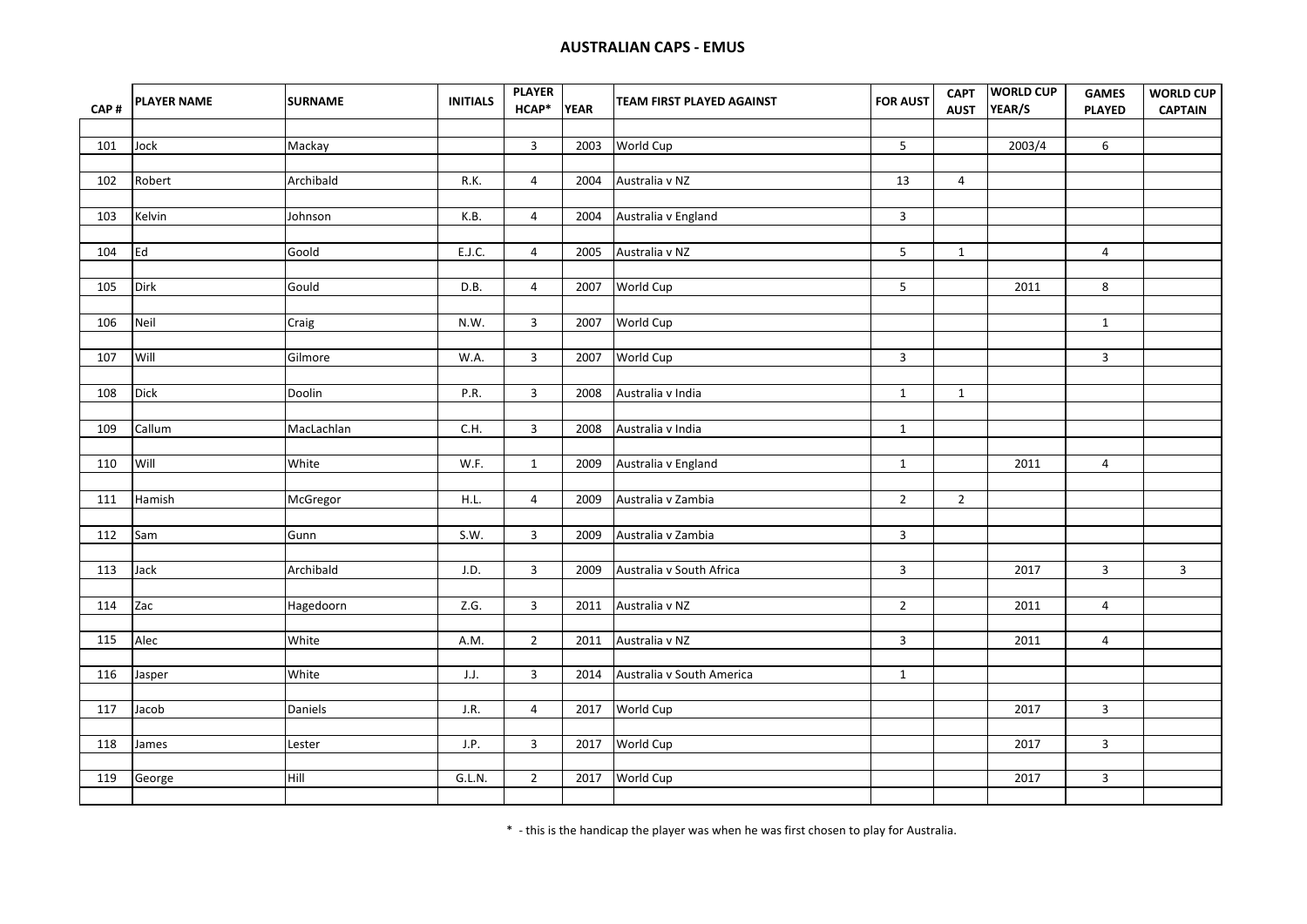# AUSTRALIAN CAPS - EMUS

| CAP # | PLAYER NAME | SURNAME | INITIALS | PLAYER HCAP* | YEAR | TEAM FIRST PLAYED AGAINST | FOR AUST | CAPT AUST | WORLD CUP YEAR/S | GAMES PLAYED | WORLD CUP CAPTAIN |
|---|---|---|---|---|---|---|---|---|---|---|---|
| 101 | Jock | Mackay | | 3 | 2003 | World Cup | 5 | | 2003/4 | 6 | |
| 102 | Robert | Archibald | R.K. | 4 | 2004 | Australia v NZ | 13 | 4 | | | |
| 103 | Kelvin | Johnson | K.B. | 4 | 2004 | Australia v England | 3 | | | | |
| 104 | Ed | Goold | E.J.C. | 4 | 2005 | Australia v NZ | 5 | 1 | | 4 | |
| 105 | Dirk | Gould | D.B. | 4 | 2007 | World Cup | 5 | | 2011 | 8 | |
| 106 | Neil | Craig | N.W. | 3 | 2007 | World Cup | | | | 1 | |
| 107 | Will | Gilmore | W.A. | 3 | 2007 | World Cup | 3 | | | 3 | |
| 108 | Dick | Doolin | P.R. | 3 | 2008 | Australia v India | 1 | 1 | | | |
| 109 | Callum | MacLachlan | C.H. | 3 | 2008 | Australia v India | 1 | | | | |
| 110 | Will | White | W.F. | 1 | 2009 | Australia v England | 1 | | 2011 | 4 | |
| 111 | Hamish | McGregor | H.L. | 4 | 2009 | Australia v Zambia | 2 | 2 | | | |
| 112 | Sam | Gunn | S.W. | 3 | 2009 | Australia v Zambia | 3 | | | | |
| 113 | Jack | Archibald | J.D. | 3 | 2009 | Australia v South Africa | 3 | | 2017 | 3 | 3 |
| 114 | Zac | Hagedoorn | Z.G. | 3 | 2011 | Australia v NZ | 2 | | 2011 | 4 | |
| 115 | Alec | White | A.M. | 2 | 2011 | Australia v NZ | 3 | | 2011 | 4 | |
| 116 | Jasper | White | J.J. | 3 | 2014 | Australia v South America | 1 | | | | |
| 117 | Jacob | Daniels | J.R. | 4 | 2017 | World Cup | | | 2017 | 3 | |
| 118 | James | Lester | J.P. | 3 | 2017 | World Cup | | | 2017 | 3 | |
| 119 | George | Hill | G.L.N. | 2 | 2017 | World Cup | | | 2017 | 3 | |

\* - this is the handicap the player was when he was first chosen to play for Australia.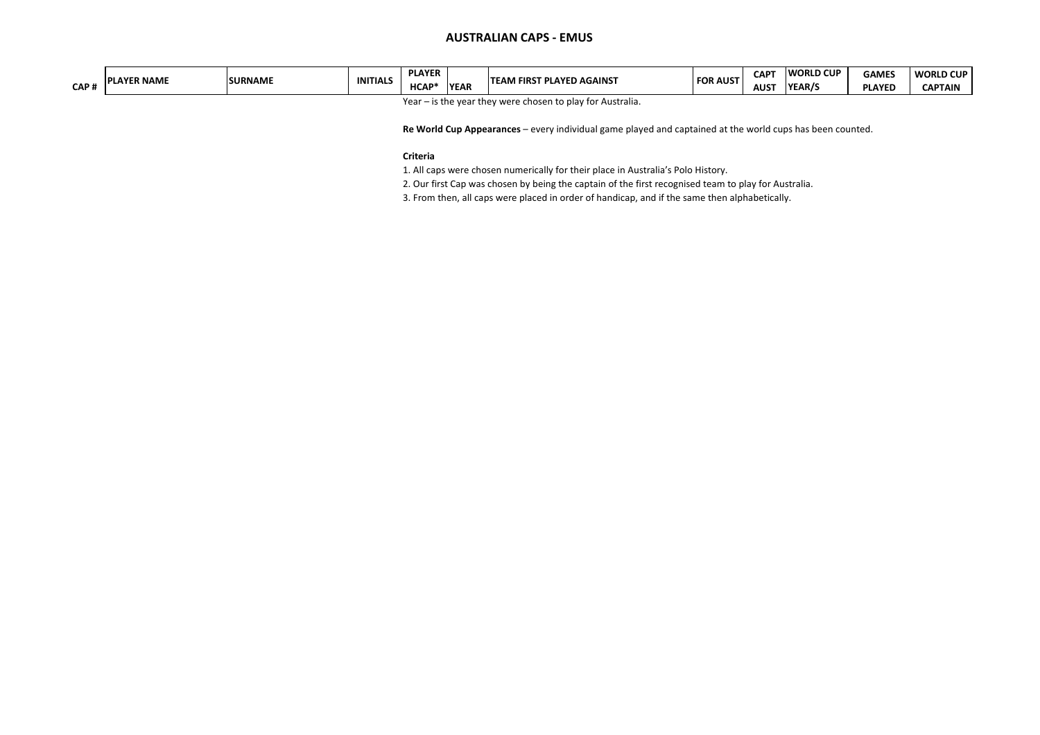## AUSTRALIAN CAPS - EMUS

| CAP # | PLAYER NAME | SURNAME | INITIALS | PLAYER HCAP* | YEAR | TEAM FIRST PLAYED AGAINST | FOR AUST | CAPT AUST | WORLD CUP YEAR/S | GAMES PLAYED | WORLD CUP CAPTAIN |
|---|---|---|---|---|---|---|---|---|---|---|---|

Year – is the year they were chosen to play for Australia.

**Re World Cup Appearances** – every individual game played and captained at the world cups has been counted.

**Criteria**

1. All caps were chosen numerically for their place in Australia's Polo History.
2. Our first Cap was chosen by being the captain of the first recognised team to play for Australia.
3. From then, all caps were placed in order of handicap, and if the same then alphabetically.